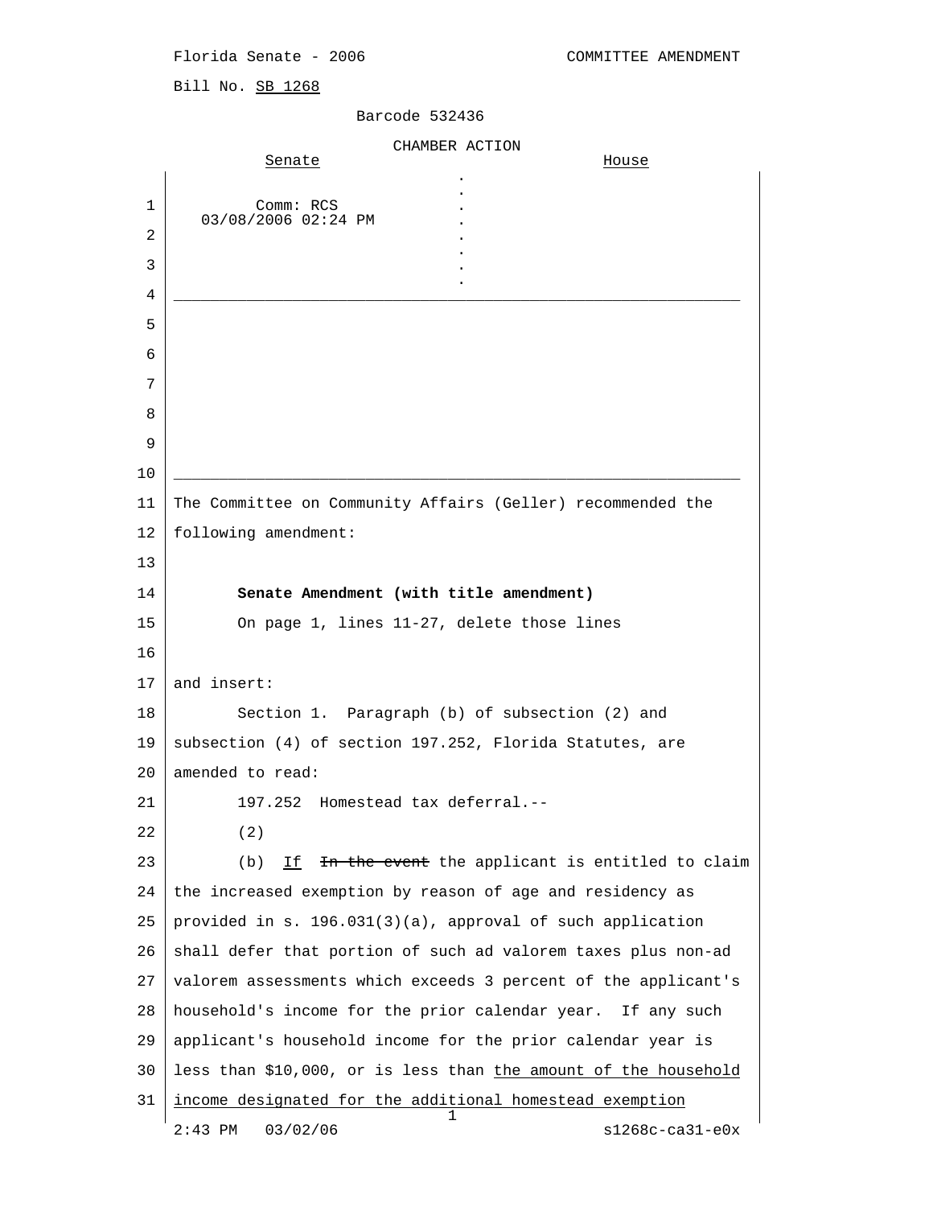Florida Senate - 2006 COMMITTEE AMENDMENT

Bill No. SB 1268

Barcode 532436

CHAMBER ACTION

| Senate | House |
|---|---|
| Comm: RCS<br>03/08/2006 02:24 PM | |

The Committee on Community Affairs (Geller) recommended the following amendment:

**Senate Amendment (with title amendment)**

On page 1, lines 11-27, delete those lines

and insert:

Section 1. Paragraph (b) of subsection (2) and subsection (4) of section 197.252, Florida Statutes, are amended to read:

197.252 Homestead tax deferral.--

(2)

(b) If ~~In the event~~ the applicant is entitled to claim the increased exemption by reason of age and residency as provided in s. 196.031(3)(a), approval of such application shall defer that portion of such ad valorem taxes plus non-ad valorem assessments which exceeds 3 percent of the applicant's household's income for the prior calendar year. If any such applicant's household income for the prior calendar year is less than $10,000, or is less than the amount of the household income designated for the additional homestead exemption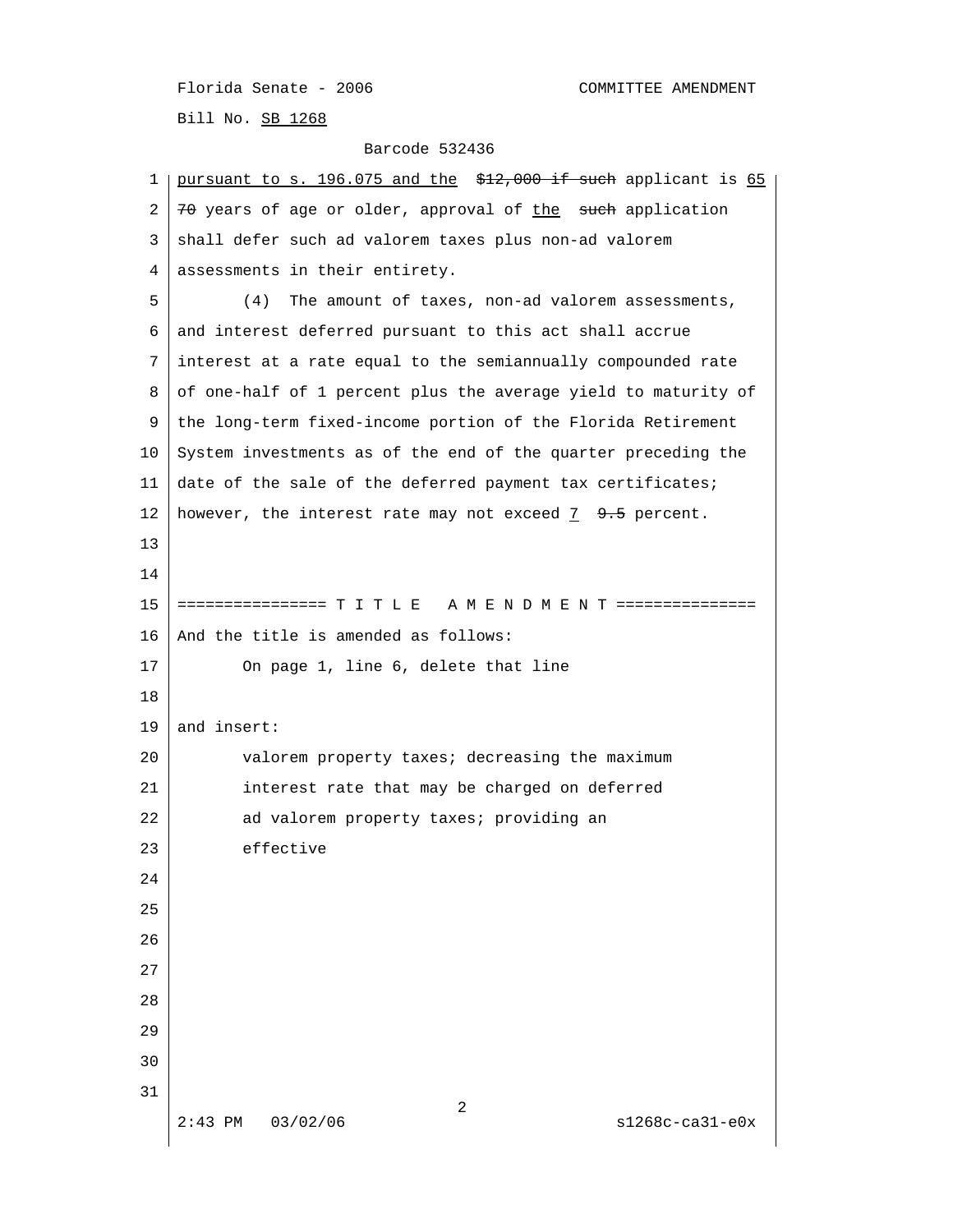pursuant to s. 196.075 and the ~~$12,000 if such~~ applicant is 65 ~~70~~ years of age or older, approval of the ~~such~~ application shall defer such ad valorem taxes plus non-ad valorem assessments in their entirety.

(4) The amount of taxes, non-ad valorem assessments, and interest deferred pursuant to this act shall accrue interest at a rate equal to the semiannually compounded rate of one-half of 1 percent plus the average yield to maturity of the long-term fixed-income portion of the Florida Retirement System investments as of the end of the quarter preceding the date of the sale of the deferred payment tax certificates; however, the interest rate may not exceed 7 ~~9.5~~ percent.

================ T I T L E A M E N D M E N T ===============

And the title is amended as follows:

On page 1, line 6, delete that line

and insert:

valorem property taxes; decreasing the maximum interest rate that may be charged on deferred ad valorem property taxes; providing an effective